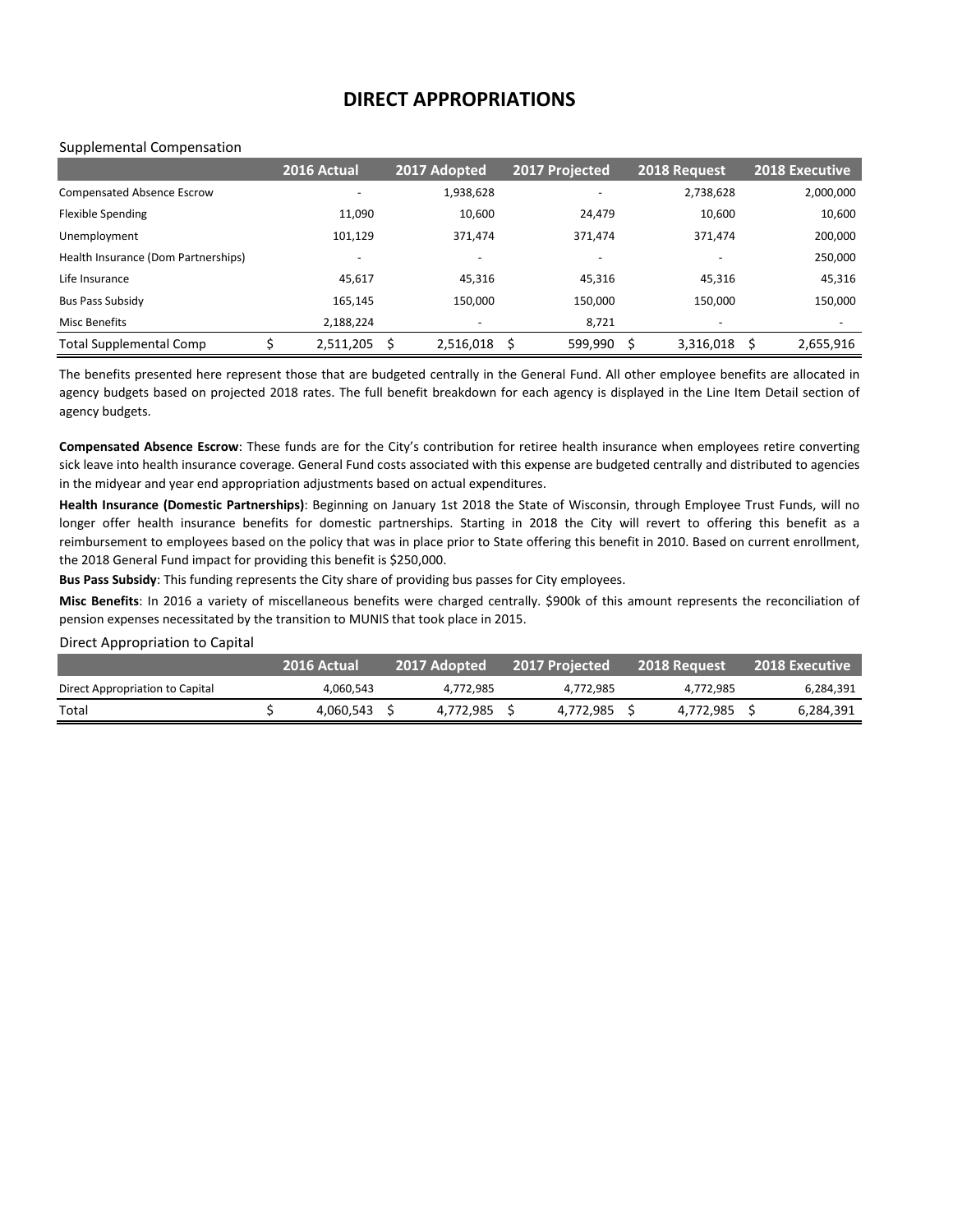# DIRECT APPROPRIATIONS

Supplemental Compensation

| | 2016 Actual | 2017 Adopted | 2017 Projected | 2018 Request | 2018 Executive |
|---|---|---|---|---|---|
| Compensated Absence Escrow | - | 1,938,628 | - | 2,738,628 | 2,000,000 |
| Flexible Spending | 11,090 | 10,600 | 24,479 | 10,600 | 10,600 |
| Unemployment | 101,129 | 371,474 | 371,474 | 371,474 | 200,000 |
| Health Insurance (Dom Partnerships) | - | - | - | - | 250,000 |
| Life Insurance | 45,617 | 45,316 | 45,316 | 45,316 | 45,316 |
| Bus Pass Subsidy | 165,145 | 150,000 | 150,000 | 150,000 | 150,000 |
| Misc Benefits | 2,188,224 | - | 8,721 | - | - |
| Total Supplemental Comp | $ 2,511,205 | $ 2,516,018 | $ 599,990 | $ 3,316,018 | $ 2,655,916 |

The benefits presented here represent those that are budgeted centrally in the General Fund. All other employee benefits are allocated in agency budgets based on projected 2018 rates. The full benefit breakdown for each agency is displayed in the Line Item Detail section of agency budgets.

**Compensated Absence Escrow**: These funds are for the City's contribution for retiree health insurance when employees retire converting sick leave into health insurance coverage. General Fund costs associated with this expense are budgeted centrally and distributed to agencies in the midyear and year end appropriation adjustments based on actual expenditures.

**Health Insurance (Domestic Partnerships)**: Beginning on January 1st 2018 the State of Wisconsin, through Employee Trust Funds, will no longer offer health insurance benefits for domestic partnerships. Starting in 2018 the City will revert to offering this benefit as a reimbursement to employees based on the policy that was in place prior to State offering this benefit in 2010. Based on current enrollment, the 2018 General Fund impact for providing this benefit is $250,000.

**Bus Pass Subsidy**: This funding represents the City share of providing bus passes for City employees.

**Misc Benefits**: In 2016 a variety of miscellaneous benefits were charged centrally. $900k of this amount represents the reconciliation of pension expenses necessitated by the transition to MUNIS that took place in 2015.

Direct Appropriation to Capital

| | 2016 Actual | 2017 Adopted | 2017 Projected | 2018 Request | 2018 Executive |
|---|---|---|---|---|---|
| Direct Appropriation to Capital | 4,060,543 | 4,772,985 | 4,772,985 | 4,772,985 | 6,284,391 |
| Total | $ 4,060,543 | $ 4,772,985 | $ 4,772,985 | $ 4,772,985 | $ 6,284,391 |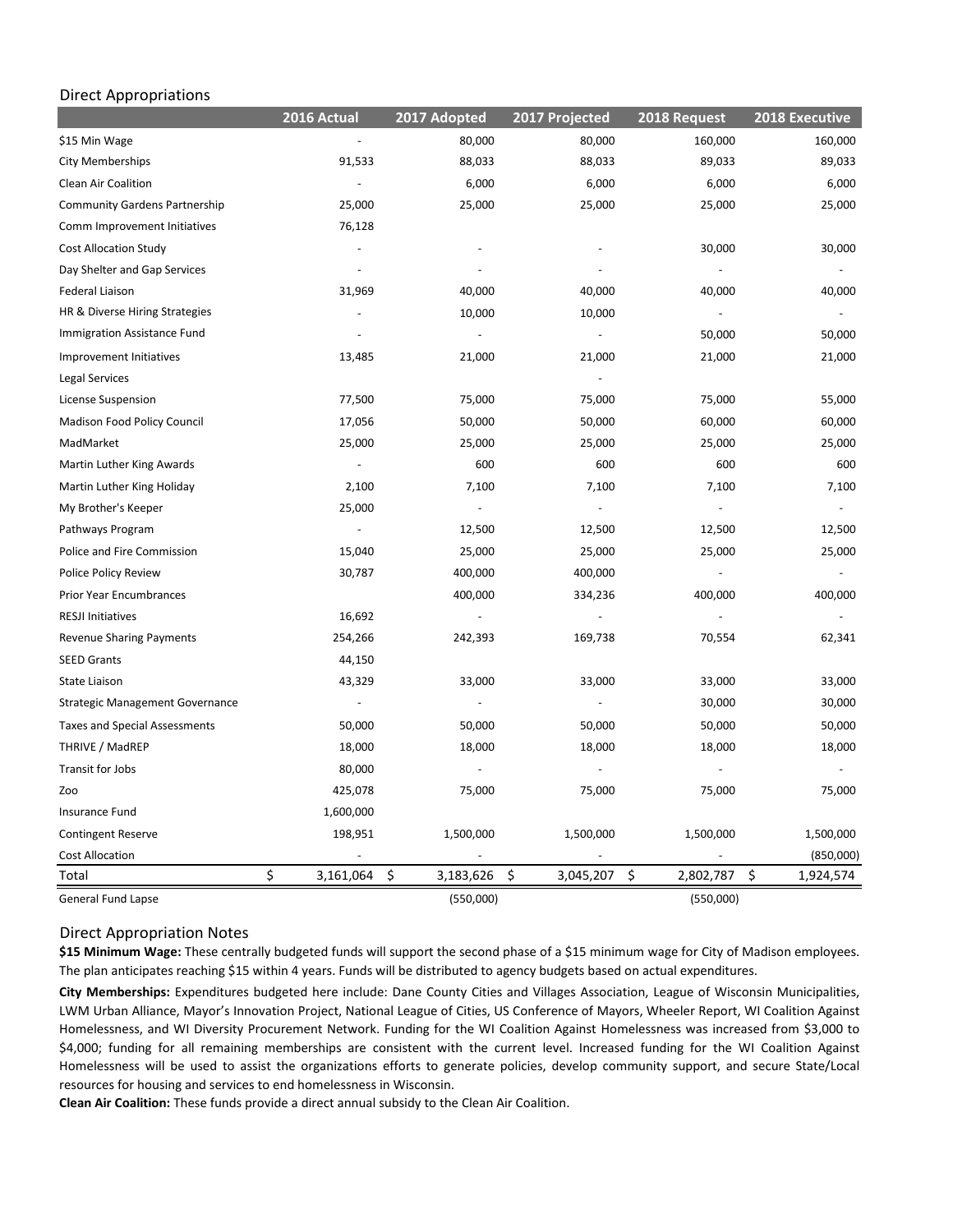## Direct Appropriations

| | 2016 Actual | 2017 Adopted | 2017 Projected | 2018 Request | 2018 Executive |
|---|---|---|---|---|---|
| $15 Min Wage | - | 80,000 | 80,000 | 160,000 | 160,000 |
| City Memberships | 91,533 | 88,033 | 88,033 | 89,033 | 89,033 |
| Clean Air Coalition | - | 6,000 | 6,000 | 6,000 | 6,000 |
| Community Gardens Partnership | 25,000 | 25,000 | 25,000 | 25,000 | 25,000 |
| Comm Improvement Initiatives | 76,128 | | | | |
| Cost Allocation Study | - | - | - | 30,000 | 30,000 |
| Day Shelter and Gap Services | - | - | - | - | - |
| Federal Liaison | 31,969 | 40,000 | 40,000 | 40,000 | 40,000 |
| HR & Diverse Hiring Strategies | - | 10,000 | 10,000 | - | - |
| Immigration Assistance Fund | - | - | - | 50,000 | 50,000 |
| Improvement Initiatives | 13,485 | 21,000 | 21,000 | 21,000 | 21,000 |
| Legal Services | | | - | | |
| License Suspension | 77,500 | 75,000 | 75,000 | 75,000 | 55,000 |
| Madison Food Policy Council | 17,056 | 50,000 | 50,000 | 60,000 | 60,000 |
| MadMarket | 25,000 | 25,000 | 25,000 | 25,000 | 25,000 |
| Martin Luther King Awards | - | 600 | 600 | 600 | 600 |
| Martin Luther King Holiday | 2,100 | 7,100 | 7,100 | 7,100 | 7,100 |
| My Brother's Keeper | 25,000 | - | - | - | - |
| Pathways Program | - | 12,500 | 12,500 | 12,500 | 12,500 |
| Police and Fire Commission | 15,040 | 25,000 | 25,000 | 25,000 | 25,000 |
| Police Policy Review | 30,787 | 400,000 | 400,000 | - | - |
| Prior Year Encumbrances | | 400,000 | 334,236 | 400,000 | 400,000 |
| RESJI Initiatives | 16,692 | - | - | - | - |
| Revenue Sharing Payments | 254,266 | 242,393 | 169,738 | 70,554 | 62,341 |
| SEED Grants | 44,150 | | | | |
| State Liaison | 43,329 | 33,000 | 33,000 | 33,000 | 33,000 |
| Strategic Management Governance | - | - | - | 30,000 | 30,000 |
| Taxes and Special Assessments | 50,000 | 50,000 | 50,000 | 50,000 | 50,000 |
| THRIVE / MadREP | 18,000 | 18,000 | 18,000 | 18,000 | 18,000 |
| Transit for Jobs | 80,000 | - | - | - | - |
| Zoo | 425,078 | 75,000 | 75,000 | 75,000 | 75,000 |
| Insurance Fund | 1,600,000 | | | | |
| Contingent Reserve | 198,951 | 1,500,000 | 1,500,000 | 1,500,000 | 1,500,000 |
| Cost Allocation | - | - | - | - | (850,000) |
| Total | $ 3,161,064 | $ 3,183,626 | $ 3,045,207 | $ 2,802,787 | $ 1,924,574 |
| General Fund Lapse | | (550,000) | | (550,000) | |

## Direct Appropriation Notes

**$15 Minimum Wage:** These centrally budgeted funds will support the second phase of a $15 minimum wage for City of Madison employees. The plan anticipates reaching $15 within 4 years. Funds will be distributed to agency budgets based on actual expenditures.

**City Memberships:** Expenditures budgeted here include: Dane County Cities and Villages Association, League of Wisconsin Municipalities, LWM Urban Alliance, Mayor's Innovation Project, National League of Cities, US Conference of Mayors, Wheeler Report, WI Coalition Against Homelessness, and WI Diversity Procurement Network. Funding for the WI Coalition Against Homelessness was increased from $3,000 to $4,000; funding for all remaining memberships are consistent with the current level. Increased funding for the WI Coalition Against Homelessness will be used to assist the organizations efforts to generate policies, develop community support, and secure State/Local resources for housing and services to end homelessness in Wisconsin.

**Clean Air Coalition:** These funds provide a direct annual subsidy to the Clean Air Coalition.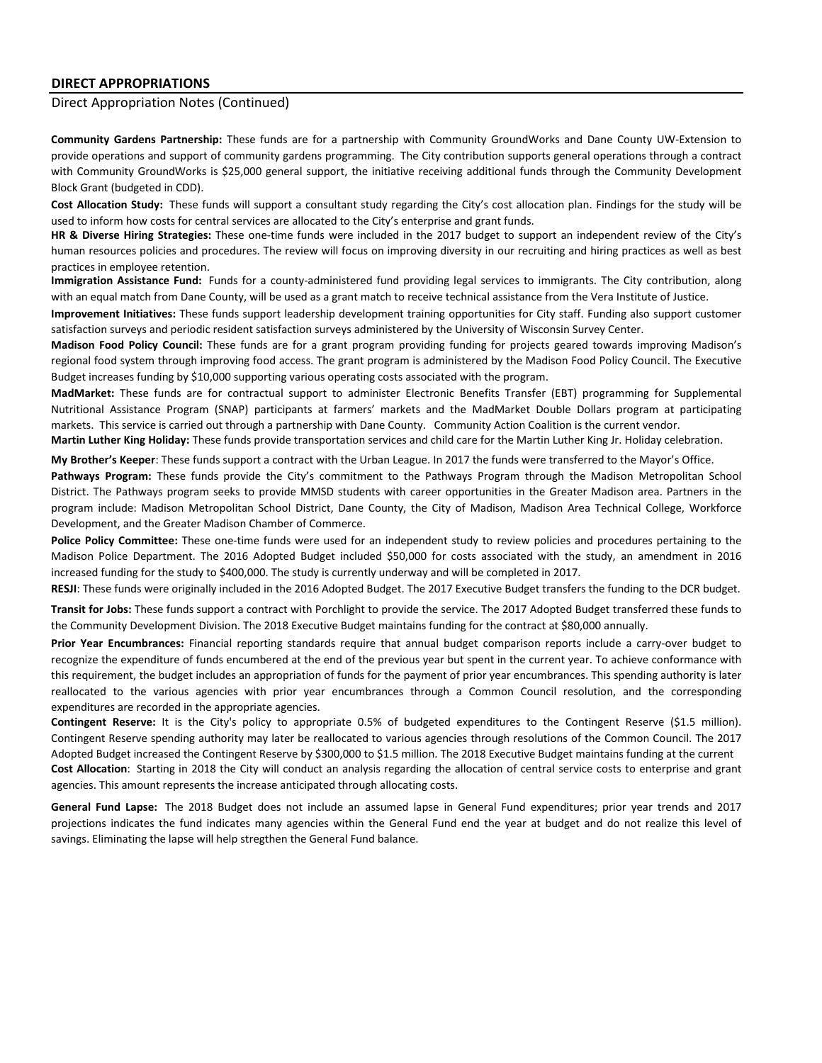## DIRECT APPROPRIATIONS

Direct Appropriation Notes (Continued)

**Community Gardens Partnership:** These funds are for a partnership with Community GroundWorks and Dane County UW-Extension to provide operations and support of community gardens programming. The City contribution supports general operations through a contract with Community GroundWorks is $25,000 general support, the initiative receiving additional funds through the Community Development Block Grant (budgeted in CDD).

**Cost Allocation Study:** These funds will support a consultant study regarding the City's cost allocation plan. Findings for the study will be used to inform how costs for central services are allocated to the City's enterprise and grant funds.

**HR & Diverse Hiring Strategies:** These one-time funds were included in the 2017 budget to support an independent review of the City's human resources policies and procedures. The review will focus on improving diversity in our recruiting and hiring practices as well as best practices in employee retention.

**Immigration Assistance Fund:** Funds for a county-administered fund providing legal services to immigrants. The City contribution, along with an equal match from Dane County, will be used as a grant match to receive technical assistance from the Vera Institute of Justice.

**Improvement Initiatives:** These funds support leadership development training opportunities for City staff. Funding also support customer satisfaction surveys and periodic resident satisfaction surveys administered by the University of Wisconsin Survey Center.

**Madison Food Policy Council:** These funds are for a grant program providing funding for projects geared towards improving Madison's regional food system through improving food access. The grant program is administered by the Madison Food Policy Council. The Executive Budget increases funding by $10,000 supporting various operating costs associated with the program.

**MadMarket:** These funds are for contractual support to administer Electronic Benefits Transfer (EBT) programming for Supplemental Nutritional Assistance Program (SNAP) participants at farmers' markets and the MadMarket Double Dollars program at participating markets. This service is carried out through a partnership with Dane County. Community Action Coalition is the current vendor.

**Martin Luther King Holiday:** These funds provide transportation services and child care for the Martin Luther King Jr. Holiday celebration.

**My Brother's Keeper**: These funds support a contract with the Urban League. In 2017 the funds were transferred to the Mayor's Office.

**Pathways Program:** These funds provide the City's commitment to the Pathways Program through the Madison Metropolitan School District. The Pathways program seeks to provide MMSD students with career opportunities in the Greater Madison area. Partners in the program include: Madison Metropolitan School District, Dane County, the City of Madison, Madison Area Technical College, Workforce Development, and the Greater Madison Chamber of Commerce.

**Police Policy Committee:** These one-time funds were used for an independent study to review policies and procedures pertaining to the Madison Police Department. The 2016 Adopted Budget included $50,000 for costs associated with the study, an amendment in 2016 increased funding for the study to $400,000. The study is currently underway and will be completed in 2017.

**RESJI**: These funds were originally included in the 2016 Adopted Budget. The 2017 Executive Budget transfers the funding to the DCR budget.

**Transit for Jobs:** These funds support a contract with Porchlight to provide the service. The 2017 Adopted Budget transferred these funds to the Community Development Division. The 2018 Executive Budget maintains funding for the contract at $80,000 annually.

**Prior Year Encumbrances:** Financial reporting standards require that annual budget comparison reports include a carry-over budget to recognize the expenditure of funds encumbered at the end of the previous year but spent in the current year. To achieve conformance with this requirement, the budget includes an appropriation of funds for the payment of prior year encumbrances. This spending authority is later reallocated to the various agencies with prior year encumbrances through a Common Council resolution, and the corresponding expenditures are recorded in the appropriate agencies.

**Contingent Reserve:** It is the City's policy to appropriate 0.5% of budgeted expenditures to the Contingent Reserve ($1.5 million). Contingent Reserve spending authority may later be reallocated to various agencies through resolutions of the Common Council. The 2017 Adopted Budget increased the Contingent Reserve by $300,000 to $1.5 million. The 2018 Executive Budget maintains funding at the current

**Cost Allocation**: Starting in 2018 the City will conduct an analysis regarding the allocation of central service costs to enterprise and grant agencies. This amount represents the increase anticipated through allocating costs.

**General Fund Lapse:** The 2018 Budget does not include an assumed lapse in General Fund expenditures; prior year trends and 2017 projections indicates the fund indicates many agencies within the General Fund end the year at budget and do not realize this level of savings. Eliminating the lapse will help stregthen the General Fund balance.